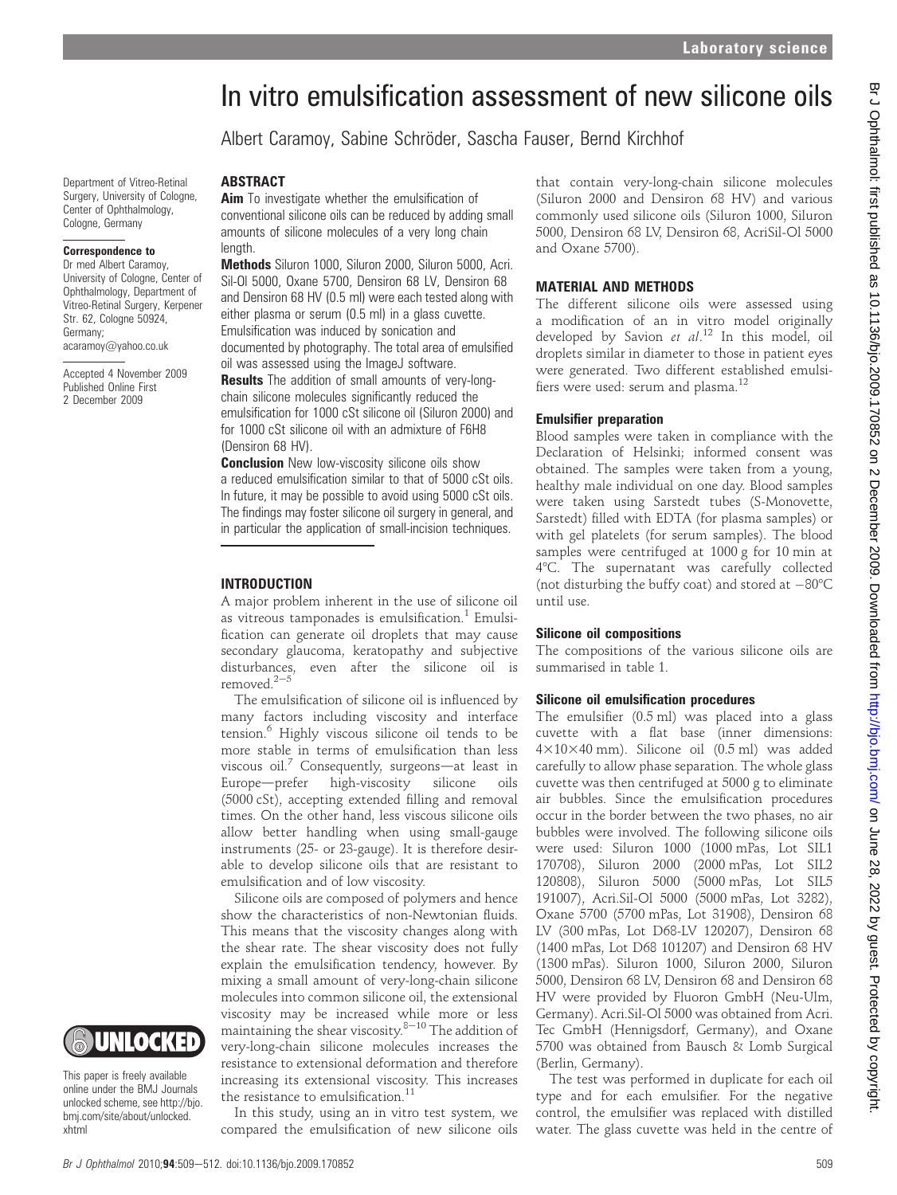# In vitro emulsification assessment of new silicone oils

Albert Caramoy, Sabine Schröder, Sascha Fauser, Bernd Kirchhof

Department of Vitreo-Retinal Surgery, University of Cologne, Center of Ophthalmology, Cologne, Germany

**Correspondence to**
Dr med Albert Caramoy, University of Cologne, Center of Ophthalmology, Department of Vitreo-Retinal Surgery, Kerpener Str. 62, Cologne 50924, Germany; acaramoy@yahoo.co.uk

Accepted 4 November 2009
Published Online First 2 December 2009

This paper is freely available online under the BMJ Journals unlocked scheme, see http://bjo.bmj.com/site/about/unlocked.xhtml

## ABSTRACT

**Aim** To investigate whether the emulsification of conventional silicone oils can be reduced by adding small amounts of silicone molecules of a very long chain length.

**Methods** Siluron 1000, Siluron 2000, Siluron 5000, Acri.Sil-Ol 5000, Oxane 5700, Densiron 68 LV, Densiron 68 and Densiron 68 HV (0.5 ml) were each tested along with either plasma or serum (0.5 ml) in a glass cuvette. Emulsification was induced by sonication and documented by photography. The total area of emulsified oil was assessed using the ImageJ software.

**Results** The addition of small amounts of very-long-chain silicone molecules significantly reduced the emulsification for 1000 cSt silicone oil (Siluron 2000) and for 1000 cSt silicone oil with an admixture of F6H8 (Densiron 68 HV).

**Conclusion** New low-viscosity silicone oils show a reduced emulsification similar to that of 5000 cSt oils. In future, it may be possible to avoid using 5000 cSt oils. The findings may foster silicone oil surgery in general, and in particular the application of small-incision techniques.

## INTRODUCTION

A major problem inherent in the use of silicone oil as vitreous tamponades is emulsification.[1] Emulsification can generate oil droplets that may cause secondary glaucoma, keratopathy and subjective disturbances, even after the silicone oil is removed.[2–5]

The emulsification of silicone oil is influenced by many factors including viscosity and interface tension.[6] Highly viscous silicone oil tends to be more stable in terms of emulsification than less viscous oil.[7] Consequently, surgeons—at least in Europe—prefer high-viscosity silicone oils (5000 cSt), accepting extended filling and removal times. On the other hand, less viscous silicone oils allow better handling when using small-gauge instruments (25- or 23-gauge). It is therefore desirable to develop silicone oils that are resistant to emulsification and of low viscosity.

Silicone oils are composed of polymers and hence show the characteristics of non-Newtonian fluids. This means that the viscosity changes along with the shear rate. The shear viscosity does not fully explain the emulsification tendency, however. By mixing a small amount of very-long-chain silicone molecules into common silicone oil, the extensional viscosity may be increased while more or less maintaining the shear viscosity.[8–10] The addition of very-long-chain silicone molecules increases the resistance to extensional deformation and therefore increasing its extensional viscosity. This increases the resistance to emulsification.[11]

In this study, using an in vitro test system, we compared the emulsification of new silicone oils that contain very-long-chain silicone molecules (Siluron 2000 and Densiron 68 HV) and various commonly used silicone oils (Siluron 1000, Siluron 5000, Densiron 68 LV, Densiron 68, AcriSil-Ol 5000 and Oxane 5700).

## MATERIAL AND METHODS

The different silicone oils were assessed using a modification of an in vitro model originally developed by Savion *et al*.[12] In this model, oil droplets similar in diameter to those in patient eyes were generated. Two different established emulsifiers were used: serum and plasma.[12]

### Emulsifier preparation

Blood samples were taken in compliance with the Declaration of Helsinki; informed consent was obtained. The samples were taken from a young, healthy male individual on one day. Blood samples were taken using Sarstedt tubes (S-Monovette, Sarstedt) filled with EDTA (for plasma samples) or with gel platelets (for serum samples). The blood samples were centrifuged at 1000 g for 10 min at 4°C. The supernatant was carefully collected (not disturbing the buffy coat) and stored at −80°C until use.

### Silicone oil compositions

The compositions of the various silicone oils are summarised in table 1.

### Silicone oil emulsification procedures

The emulsifier (0.5 ml) was placed into a glass cuvette with a flat base (inner dimensions: 4×10×40 mm). Silicone oil (0.5 ml) was added carefully to allow phase separation. The whole glass cuvette was then centrifuged at 5000 g to eliminate air bubbles. Since the emulsification procedures occur in the border between the two phases, no air bubbles were involved. The following silicone oils were used: Siluron 1000 (1000 mPas, Lot SIL1 170708), Siluron 2000 (2000 mPas, Lot SIL2 120808), Siluron 5000 (5000 mPas, Lot SIL5 191007), Acri.Sil-Ol 5000 (5000 mPas, Lot 3282), Oxane 5700 (5700 mPas, Lot 31908), Densiron 68 LV (300 mPas, Lot D68-LV 120207), Densiron 68 (1400 mPas, Lot D68 101207) and Densiron 68 HV (1300 mPas). Siluron 1000, Siluron 2000, Siluron 5000, Densiron 68 LV, Densiron 68 and Densiron 68 HV were provided by Fluoron GmbH (Neu-Ulm, Germany). Acri.Sil-Ol 5000 was obtained from Acri. Tec GmbH (Hennigsdorf, Germany), and Oxane 5700 was obtained from Bausch & Lomb Surgical (Berlin, Germany).

The test was performed in duplicate for each oil type and for each emulsifier. For the negative control, the emulsifier was replaced with distilled water. The glass cuvette was held in the centre of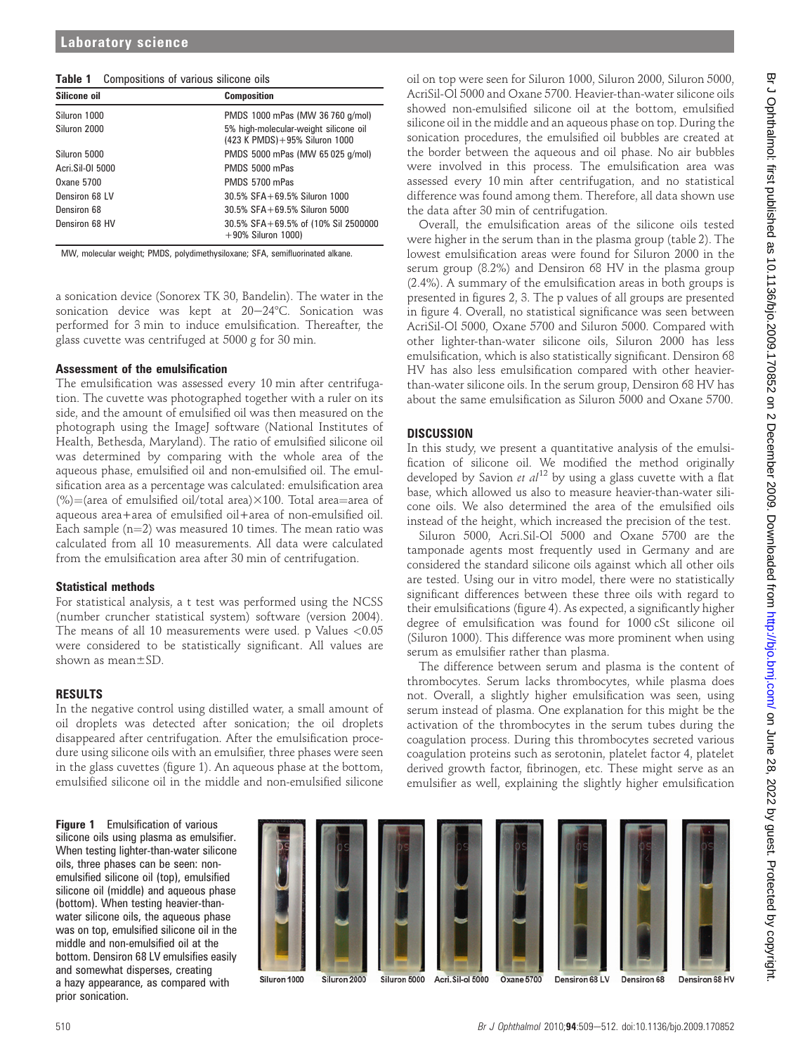**Table 1** Compositions of various silicone oils

| Silicone oil | Composition |
|---|---|
| Siluron 1000 | PMDS 1000 mPas (MW 36 760 g/mol) |
| Siluron 2000 | 5% high-molecular-weight silicone oil (423 K PMDS)+95% Siluron 1000 |
| Siluron 5000 | PMDS 5000 mPas (MW 65 025 g/mol) |
| Acri.Sil-Ol 5000 | PMDS 5000 mPas |
| Oxane 5700 | PMDS 5700 mPas |
| Densiron 68 LV | 30.5% SFA+69.5% Siluron 1000 |
| Densiron 68 | 30.5% SFA+69.5% Siluron 5000 |
| Densiron 68 HV | 30.5% SFA+69.5% of (10% Sil 2500000 +90% Siluron 1000) |

MW, molecular weight; PMDS, polydimethysiloxane; SFA, semifluorinated alkane.

a sonication device (Sonorex TK 30, Bandelin). The water in the sonication device was kept at 20–24°C. Sonication was performed for 3 min to induce emulsification. Thereafter, the glass cuvette was centrifuged at 5000 g for 30 min.

### Assessment of the emulsification

The emulsification was assessed every 10 min after centrifugation. The cuvette was photographed together with a ruler on its side, and the amount of emulsified oil was then measured on the photograph using the ImageJ software (National Institutes of Health, Bethesda, Maryland). The ratio of emulsified silicone oil was determined by comparing with the whole area of the aqueous phase, emulsified oil and non-emulsified oil. The emulsification area as a percentage was calculated: emulsification area (%)=(area of emulsified oil/total area)×100. Total area=area of aqueous area+area of emulsified oil+area of non-emulsified oil. Each sample (n=2) was measured 10 times. The mean ratio was calculated from all 10 measurements. All data were calculated from the emulsification area after 30 min of centrifugation.

### Statistical methods

For statistical analysis, a t test was performed using the NCSS (number cruncher statistical system) software (version 2004). The means of all 10 measurements were used. p Values <0.05 were considered to be statistically significant. All values are shown as mean±SD.

## RESULTS

In the negative control using distilled water, a small amount of oil droplets was detected after sonication; the oil droplets disappeared after centrifugation. After the emulsification procedure using silicone oils with an emulsifier, three phases were seen in the glass cuvettes (figure 1). An aqueous phase at the bottom, emulsified silicone oil in the middle and non-emulsified silicone oil on top were seen for Siluron 1000, Siluron 2000, Siluron 5000, AcriSil-Ol 5000 and Oxane 5700. Heavier-than-water silicone oils showed non-emulsified silicone oil at the bottom, emulsified silicone oil in the middle and an aqueous phase on top. During the sonication procedures, the emulsified oil bubbles are created at the border between the aqueous and oil phase. No air bubbles were involved in this process. The emulsification area was assessed every 10 min after centrifugation, and no statistical difference was found among them. Therefore, all data shown use the data after 30 min of centrifugation.

Overall, the emulsification areas of the silicone oils tested were higher in the serum than in the plasma group (table 2). The lowest emulsification areas were found for Siluron 2000 in the serum group (8.2%) and Densiron 68 HV in the plasma group (2.4%). A summary of the emulsification areas in both groups is presented in figures 2, 3. The p values of all groups are presented in figure 4. Overall, no statistical significance was seen between AcriSil-Ol 5000, Oxane 5700 and Siluron 5000. Compared with other lighter-than-water silicone oils, Siluron 2000 has less emulsification, which is also statistically significant. Densiron 68 HV has also less emulsification compared with other heavier-than-water silicone oils. In the serum group, Densiron 68 HV has about the same emulsification as Siluron 5000 and Oxane 5700.

## DISCUSSION

In this study, we present a quantitative analysis of the emulsification of silicone oil. We modified the method originally developed by Savion *et al*[12] by using a glass cuvette with a flat base, which allowed us also to measure heavier-than-water silicone oils. We also determined the area of the emulsified oils instead of the height, which increased the precision of the test.

Siluron 5000, Acri.Sil-Ol 5000 and Oxane 5700 are the tamponade agents most frequently used in Germany and are considered the standard silicone oils against which all other oils are tested. Using our in vitro model, there were no statistically significant differences between these three oils with regard to their emulsifications (figure 4). As expected, a significantly higher degree of emulsification was found for 1000 cSt silicone oil (Siluron 1000). This difference was more prominent when using serum as emulsifier rather than plasma.

The difference between serum and plasma is the content of thrombocytes. Serum lacks thrombocytes, while plasma does not. Overall, a slightly higher emulsification was seen, using serum instead of plasma. One explanation for this might be the activation of the thrombocytes in the serum tubes during the coagulation process. During this thrombocytes secreted various coagulation proteins such as serotonin, platelet factor 4, platelet derived growth factor, fibrinogen, etc. These might serve as an emulsifier as well, explaining the slightly higher emulsification

**Figure 1** Emulsification of various silicone oils using plasma as emulsifier. When testing lighter-than-water silicone oils, three phases can be seen: non-emulsified silicone oil (top), emulsified silicone oil (middle) and aqueous phase (bottom). When testing heavier-than-water silicone oils, the aqueous phase was on top, emulsified silicone oil in the middle and non-emulsified oil at the bottom. Densiron 68 LV emulsifies easily and somewhat disperses, creating a hazy appearance, as compared with prior sonication.

Siluron 1000 | Siluron 2000 | Siluron 5000 | Acri.Sil-ol 5000 | Oxane 5700 | Densiron 68 LV | Densiron 68 | Densiron 68 HV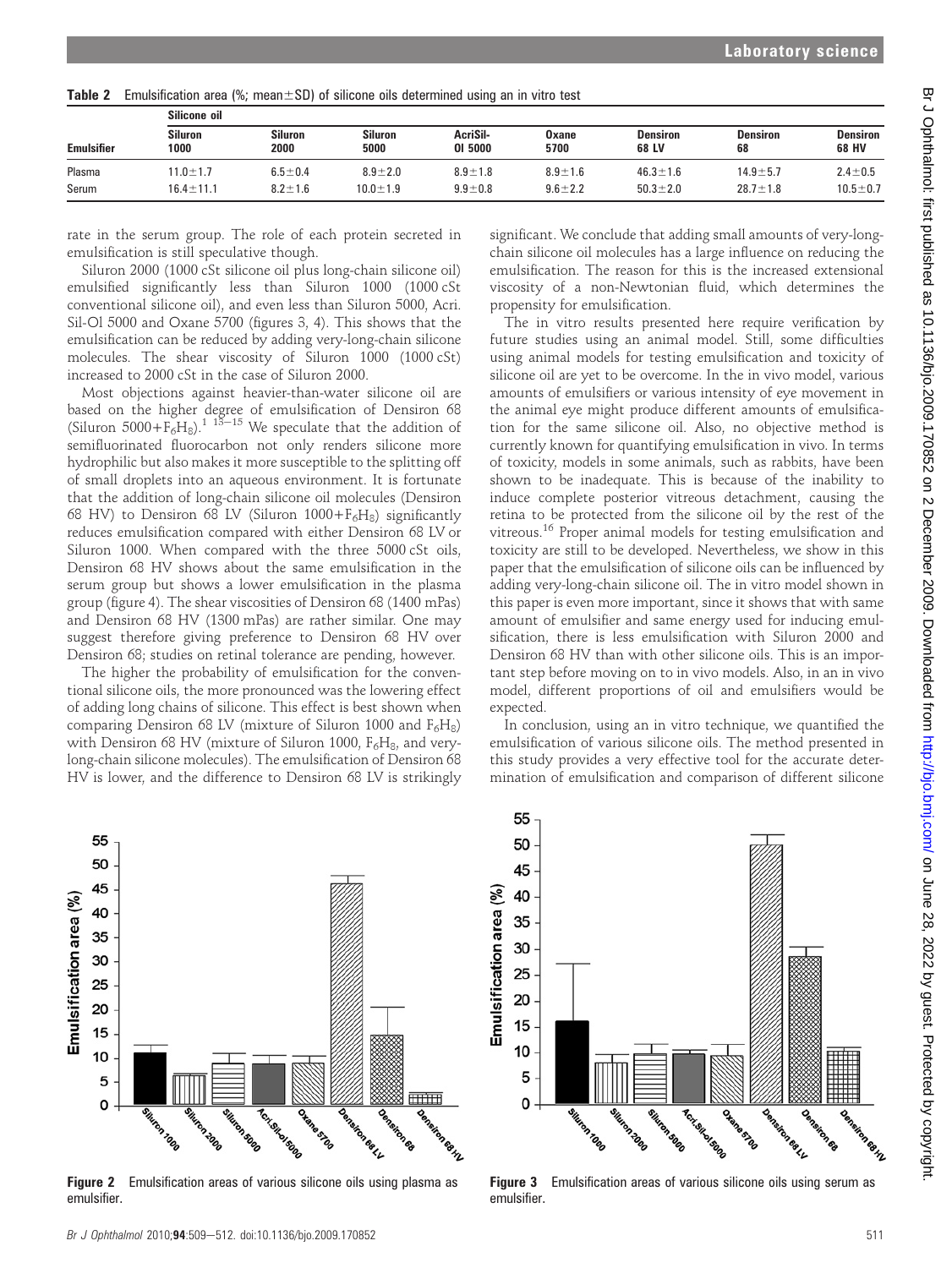**Table 2** Emulsification area (%; mean±SD) of silicone oils determined using an in vitro test

| | Silicone oil | | | | | | | |
|---|---|---|---|---|---|---|---|---|
| Emulsifier | Siluron 1000 | Siluron 2000 | Siluron 5000 | AcriSil-Ol 5000 | Oxane 5700 | Densiron 68 LV | Densiron 68 | Densiron 68 HV |
| Plasma | 11.0±1.7 | 6.5±0.4 | 8.9±2.0 | 8.9±1.8 | 8.9±1.6 | 46.3±1.6 | 14.9±5.7 | 2.4±0.5 |
| Serum | 16.4±11.1 | 8.2±1.6 | 10.0±1.9 | 9.9±0.8 | 9.6±2.2 | 50.3±2.0 | 28.7±1.8 | 10.5±0.7 |

rate in the serum group. The role of each protein secreted in emulsification is still speculative though.

Siluron 2000 (1000 cSt silicone oil plus long-chain silicone oil) emulsified significantly less than Siluron 1000 (1000 cSt conventional silicone oil), and even less than Siluron 5000, Acri. Sil-Ol 5000 and Oxane 5700 (figures 3, 4). This shows that the emulsification can be reduced by adding very-long-chain silicone molecules. The shear viscosity of Siluron 1000 (1000 cSt) increased to 2000 cSt in the case of Siluron 2000.

Most objections against heavier-than-water silicone oil are based on the higher degree of emulsification of Densiron 68 (Siluron 5000+$F_6H_8$).[1 13–15] We speculate that the addition of semifluorinated fluorocarbon not only renders silicone more hydrophilic but also makes it more susceptible to the splitting off of small droplets into an aqueous environment. It is fortunate that the addition of long-chain silicone oil molecules (Densiron 68 HV) to Densiron 68 LV (Siluron 1000+$F_6H_8$) significantly reduces emulsification compared with either Densiron 68 LV or Siluron 1000. When compared with the three 5000 cSt oils, Densiron 68 HV shows about the same emulsification in the serum group but shows a lower emulsification in the plasma group (figure 4). The shear viscosities of Densiron 68 (1400 mPas) and Densiron 68 HV (1300 mPas) are rather similar. One may suggest therefore giving preference to Densiron 68 HV over Densiron 68; studies on retinal tolerance are pending, however.

The higher the probability of emulsification for the conventional silicone oils, the more pronounced was the lowering effect of adding long chains of silicone. This effect is best shown when comparing Densiron 68 LV (mixture of Siluron 1000 and $F_6H_8$) with Densiron 68 HV (mixture of Siluron 1000, $F_6H_8$, and very-long-chain silicone molecules). The emulsification of Densiron 68 HV is lower, and the difference to Densiron 68 LV is strikingly significant. We conclude that adding small amounts of very-long-chain silicone oil molecules has a large influence on reducing the emulsification. The reason for this is the increased extensional viscosity of a non-Newtonian fluid, which determines the propensity for emulsification.

The in vitro results presented here require verification by future studies using an animal model. Still, some difficulties using animal models for testing emulsification and toxicity of silicone oil are yet to be overcome. In the in vivo model, various amounts of emulsifiers or various intensity of eye movement in the animal eye might produce different amounts of emulsification for the same silicone oil. Also, no objective method is currently known for quantifying emulsification in vivo. In terms of toxicity, models in some animals, such as rabbits, have been shown to be inadequate. This is because of the inability to induce complete posterior vitreous detachment, causing the retina to be protected from the silicone oil by the rest of the vitreous.[16] Proper animal models for testing emulsification and toxicity are still to be developed. Nevertheless, we show in this paper that the emulsification of silicone oils can be influenced by adding very-long-chain silicone oil. The in vitro model shown in this paper is even more important, since it shows that with same amount of emulsifier and same energy used for inducing emulsification, there is less emulsification with Siluron 2000 and Densiron 68 HV than with other silicone oils. This is an important step before moving on to in vivo models. Also, in an in vivo model, different proportions of oil and emulsifiers would be expected.

In conclusion, using an in vitro technique, we quantified the emulsification of various silicone oils. The method presented in this study provides a very effective tool for the accurate determination of emulsification and comparison of different silicone

**Figure 2** Emulsification areas of various silicone oils using plasma as emulsifier.

**Figure 3** Emulsification areas of various silicone oils using serum as emulsifier.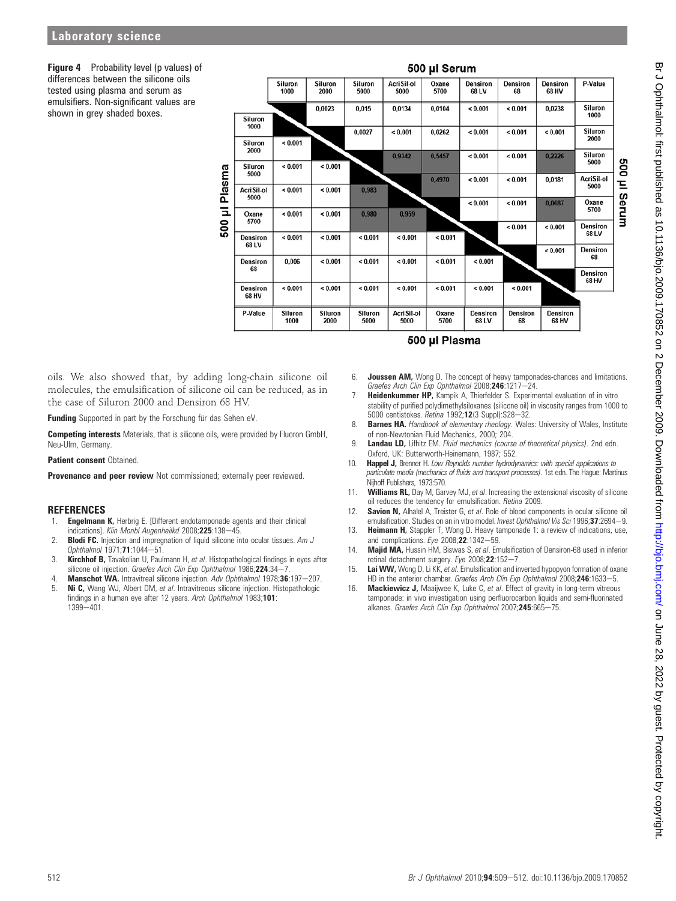**Figure 4** Probability level (p values) of differences between the silicone oils tested using plasma and serum as emulsifiers. Non-significant values are shown in grey shaded boxes.

500 µl Serum (upper right) / 500 µl Plasma (lower left)

| P-Value | Siluron 1000 | Siluron 2000 | Siluron 5000 | AcriSil-ol 5000 | Oxane 5700 | Densiron 68 LV | Densiron 68 | Densiron 68 HV |
|---|---|---|---|---|---|---|---|---|
| Siluron 1000 | | 0,0023 | 0,015 | 0,0134 | 0,0104 | < 0.001 | < 0.001 | 0,0238 |
| Siluron 2000 | < 0.001 | | 0,0027 | < 0.001 | 0,0262 | < 0.001 | < 0.001 | < 0.001 |
| Siluron 5000 | < 0.001 | < 0.001 | | 0,9342 | 0,5457 | < 0.001 | < 0.001 | 0,2226 |
| AcriSil-ol 5000 | < 0.001 | < 0.001 | 0,983 | | 0,4970 | < 0.001 | < 0.001 | 0,0181 |
| Oxane 5700 | < 0.001 | < 0.001 | 0,980 | 0,959 | | < 0.001 | < 0.001 | 0,0687 |
| Densiron 68 LV | < 0.001 | < 0.001 | < 0.001 | < 0.001 | < 0.001 | | < 0.001 | < 0.001 |
| Densiron 68 | 0,006 | < 0.001 | < 0.001 | < 0.001 | < 0.001 | < 0.001 | | < 0.001 |
| Densiron 68 HV | < 0.001 | < 0.001 | < 0.001 | < 0.001 | < 0.001 | < 0.001 | < 0.001 | |

oils. We also showed that, by adding long-chain silicone oil molecules, the emulsification of silicone oil can be reduced, as in the case of Siluron 2000 and Densiron 68 HV.

**Funding** Supported in part by the Forschung für das Sehen eV.

**Competing interests** Materials, that is silicone oils, were provided by Fluoron GmbH, Neu-Ulm, Germany.

**Patient consent** Obtained.

**Provenance and peer review** Not commissioned; externally peer reviewed.

## REFERENCES

1. **Engelmann K,** Herbrig E. [Different endotamponade agents and their clinical indications]. *Klin Monbl Augenheilkd* 2008;**225**:138—45.
2. **Blodi FC.** Injection and impregnation of liquid silicone into ocular tissues. *Am J Ophthalmol* 1971;**71**:1044—51.
3. **Kirchhof B,** Tavakolian U, Paulmann H, *et al*. Histopathological findings in eyes after silicone oil injection. *Graefes Arch Clin Exp Ophthalmol* 1986;**224**:34—7.
4. **Manschot WA.** Intravitreal silicone injection. *Adv Ophthalmol* 1978;**36**:197—207.
5. **Ni C,** Wang WJ, Albert DM, *et al*. Intravitreous silicone injection. Histopathologic findings in a human eye after 12 years. *Arch Ophthalmol* 1983;**101**:1399—401.
6. **Joussen AM,** Wong D. The concept of heavy tamponades-chances and limitations. *Graefes Arch Clin Exp Ophthalmol* 2008;**246**:1217—24.
7. **Heidenkummer HP,** Kampik A, Thierfelder S. Experimental evaluation of in vitro stability of purified polydimethylsiloxanes (silicone oil) in viscosity ranges from 1000 to 5000 centistokes. *Retina* 1992;**12**(3 Suppl):S28—32.
8. **Barnes HA.** *Handbook of elementary rheology.* Wales: University of Wales, Institute of non-Newtonian Fluid Mechanics, 2000; 204.
9. **Landau LD,** Lifhitz EM. *Fluid mechanics (course of theoretical physics)*. 2nd edn. Oxford, UK: Butterworth-Heinemann, 1987; 552.
10. **Happel J,** Brenner H. *Low Reynolds number hydrodynamics: with special applications to particulate media (mechanics of fluids and transport processes)*. 1st edn. The Hague: Martinus Nijhoff Publishers, 1973:570.
11. **Williams RL,** Day M, Garvey MJ, *et al*. Increasing the extensional viscosity of silicone oil reduces the tendency for emulsification. *Retina* 2009.
12. **Savion N,** Alhalel A, Treister G, *et al*. Role of blood components in ocular silicone oil emulsification. Studies on an in vitro model. *Invest Ophthalmol Vis Sci* 1996;**37**:2694—9.
13. **Heimann H,** Stappler T, Wong D. Heavy tamponade 1: a review of indications, use, and complications. *Eye* 2008;**22**:1342—59.
14. **Majid MA,** Hussin HM, Biswas S, *et al*. Emulsification of Densiron-68 used in inferior retinal detachment surgery. *Eye* 2008;**22**:152—7.
15. **Lai WW,** Wong D, Li KK, *et al*. Emulsification and inverted hypopyon formation of oxane HD in the anterior chamber. *Graefes Arch Clin Exp Ophthalmol* 2008;**246**:1633—5.
16. **Mackiewicz J,** Maaijwee K, Luke C, *et al*. Effect of gravity in long-term vitreous tamponade: in vivo investigation using perfluorocarbon liquids and semi-fluorinated alkanes. *Graefes Arch Clin Exp Ophthalmol* 2007;**245**:665—75.